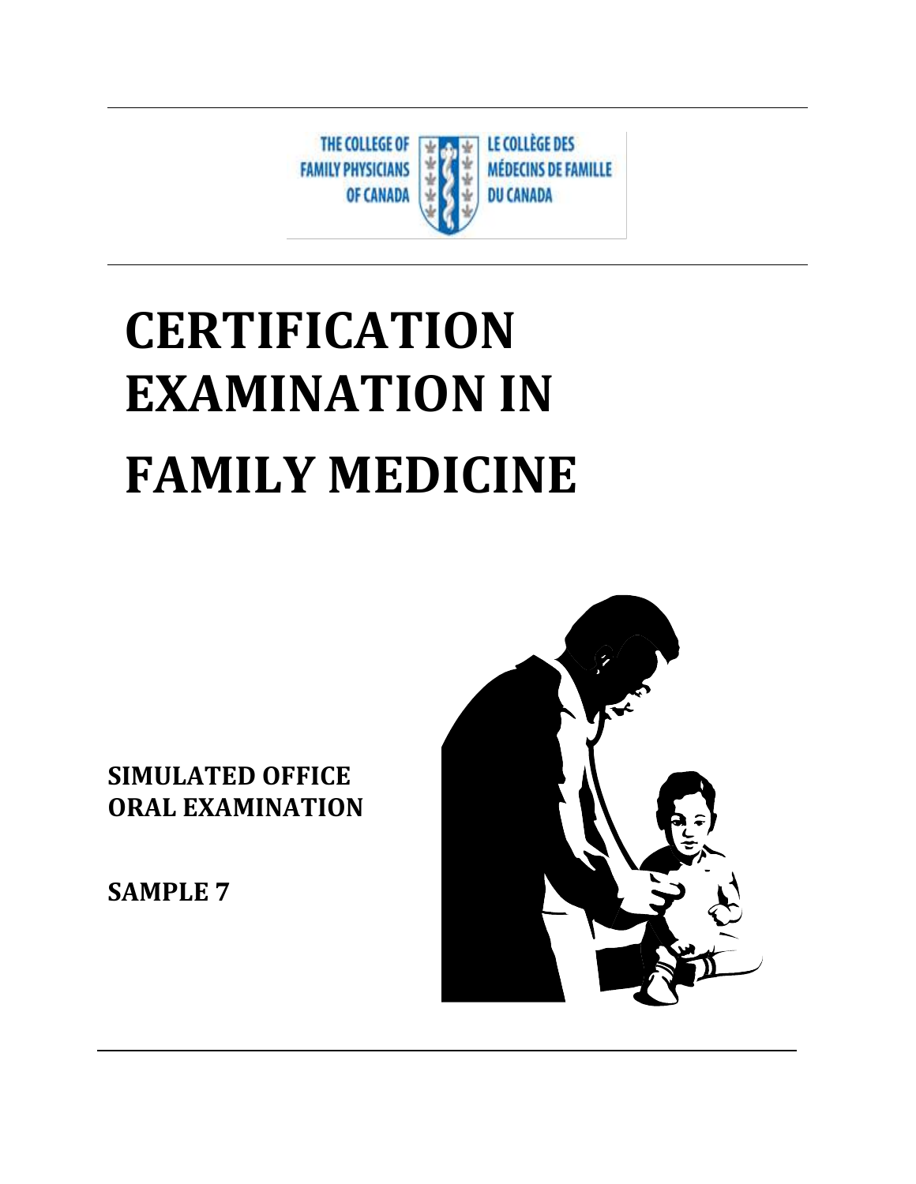THE COLLEGE OF FAMILY PHYSICIANS OF CANADA

LE COLLÈGE DES MÉDECINS DE FAMILLE DU CANADA

# CERTIFICATION EXAMINATION IN FAMILY MEDICINE

**SIMULATED OFFICE ORAL EXAMINATION**

**SAMPLE 7**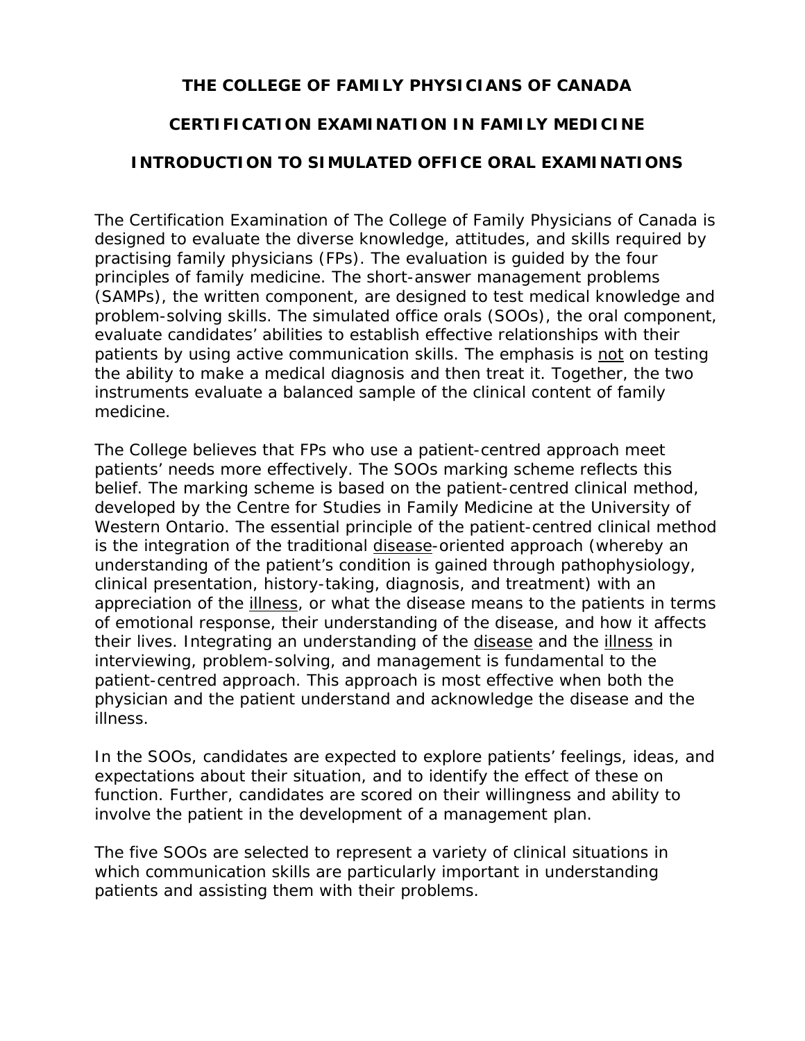**THE COLLEGE OF FAMILY PHYSICIANS OF CANADA**

**CERTIFICATION EXAMINATION IN FAMILY MEDICINE**

**INTRODUCTION TO SIMULATED OFFICE ORAL EXAMINATIONS**

The Certification Examination of The College of Family Physicians of Canada is designed to evaluate the diverse knowledge, attitudes, and skills required by practising family physicians (FPs). The evaluation is guided by the four principles of family medicine. The short-answer management problems (SAMPs), the written component, are designed to test medical knowledge and problem-solving skills. The simulated office orals (SOOs), the oral component, evaluate candidates' abilities to establish effective relationships with their patients by using active communication skills. The emphasis is <u>not</u> on testing the ability to make a medical diagnosis and then treat it. Together, the two instruments evaluate a balanced sample of the clinical content of family medicine.

The College believes that FPs who use a patient-centred approach meet patients' needs more effectively. The SOOs marking scheme reflects this belief. The marking scheme is based on the patient-centred clinical method, developed by the Centre for Studies in Family Medicine at the University of Western Ontario. The essential principle of the patient-centred clinical method is the integration of the traditional <u>disease</u>-oriented approach (whereby an understanding of the patient's condition is gained through pathophysiology, clinical presentation, history-taking, diagnosis, and treatment) with an appreciation of the <u>illness</u>, or what the disease means to the patients in terms of emotional response, their understanding of the disease, and how it affects their lives. Integrating an understanding of the <u>disease</u> and the <u>illness</u> in interviewing, problem-solving, and management is fundamental to the patient-centred approach. This approach is most effective when both the physician and the patient understand and acknowledge the disease and the illness.

In the SOOs, candidates are expected to explore patients' feelings, ideas, and expectations about their situation, and to identify the effect of these on function. Further, candidates are scored on their willingness and ability to involve the patient in the development of a management plan.

The five SOOs are selected to represent a variety of clinical situations in which communication skills are particularly important in understanding patients and assisting them with their problems.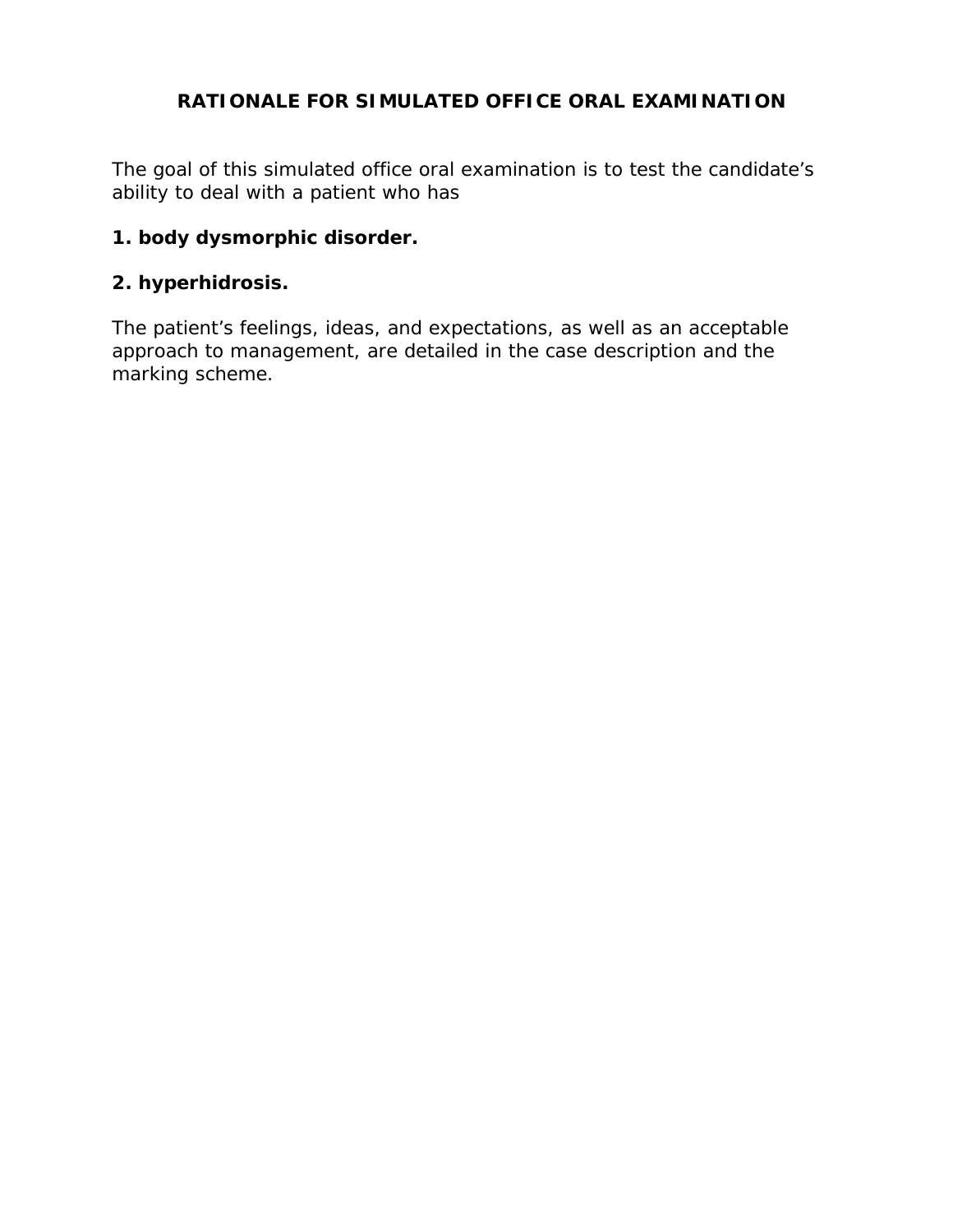# RATIONALE FOR SIMULATED OFFICE ORAL EXAMINATION

The goal of this simulated office oral examination is to test the candidate's ability to deal with a patient who has

**1. body dysmorphic disorder.**

**2. hyperhidrosis.**

The patient's feelings, ideas, and expectations, as well as an acceptable approach to management, are detailed in the case description and the marking scheme.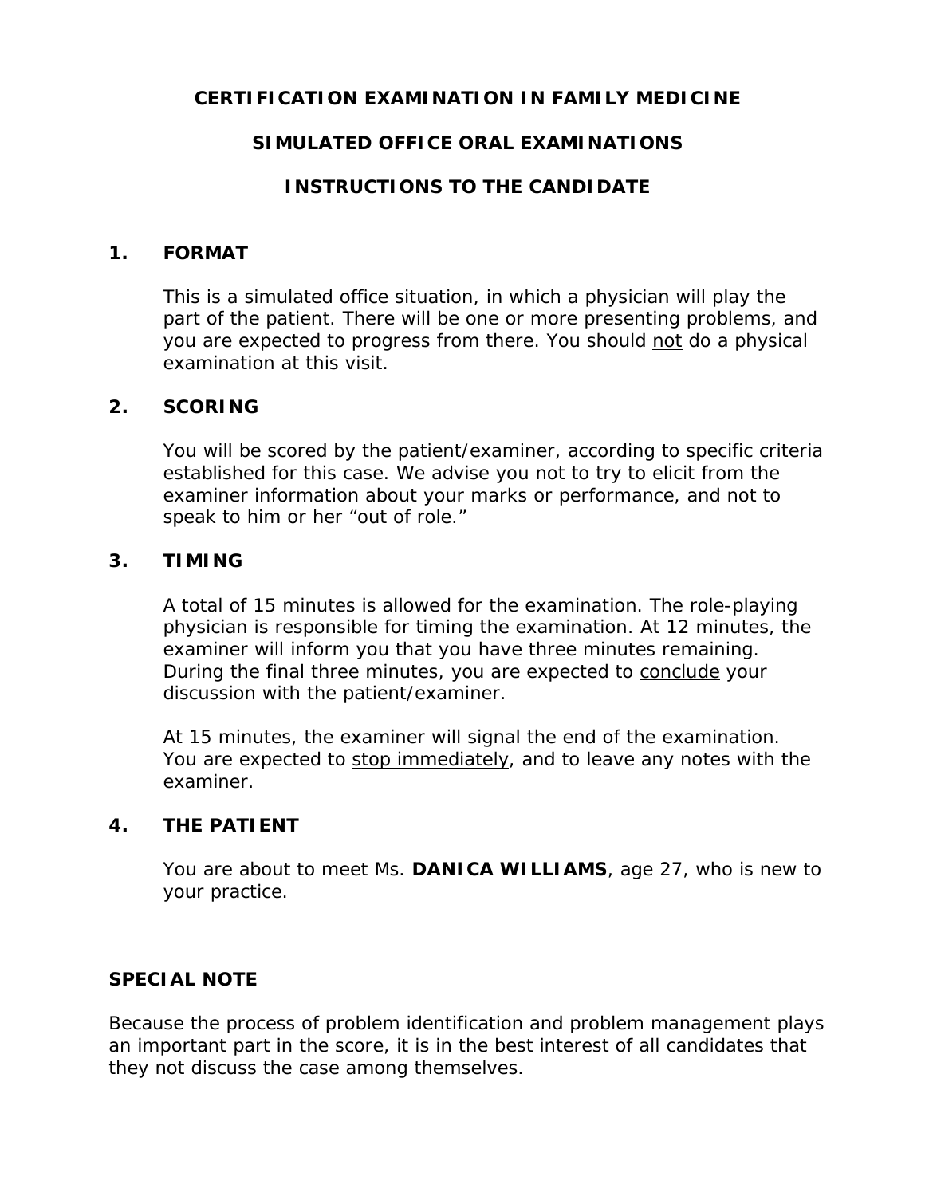# CERTIFICATION EXAMINATION IN FAMILY MEDICINE

## SIMULATED OFFICE ORAL EXAMINATIONS

## INSTRUCTIONS TO THE CANDIDATE

### 1. FORMAT

This is a simulated office situation, in which a physician will play the part of the patient. There will be one or more presenting problems, and you are expected to progress from there. You should <u>not</u> do a physical examination at this visit.

### 2. SCORING

You will be scored by the patient/examiner, according to specific criteria established for this case. We advise you not to try to elicit from the examiner information about your marks or performance, and not to speak to him or her "out of role."

### 3. TIMING

A total of 15 minutes is allowed for the examination. The role-playing physician is responsible for timing the examination. At 12 minutes, the examiner will inform you that you have three minutes remaining. During the final three minutes, you are expected to <u>conclude</u> your discussion with the patient/examiner.

At <u>15 minutes</u>, the examiner will signal the end of the examination. You are expected to <u>stop immediately</u>, and to leave any notes with the examiner.

### 4. THE PATIENT

You are about to meet Ms. **DANICA WILLIAMS**, age 27, who is new to your practice.

### SPECIAL NOTE

Because the process of problem identification and problem management plays an important part in the score, it is in the best interest of all candidates that they not discuss the case among themselves.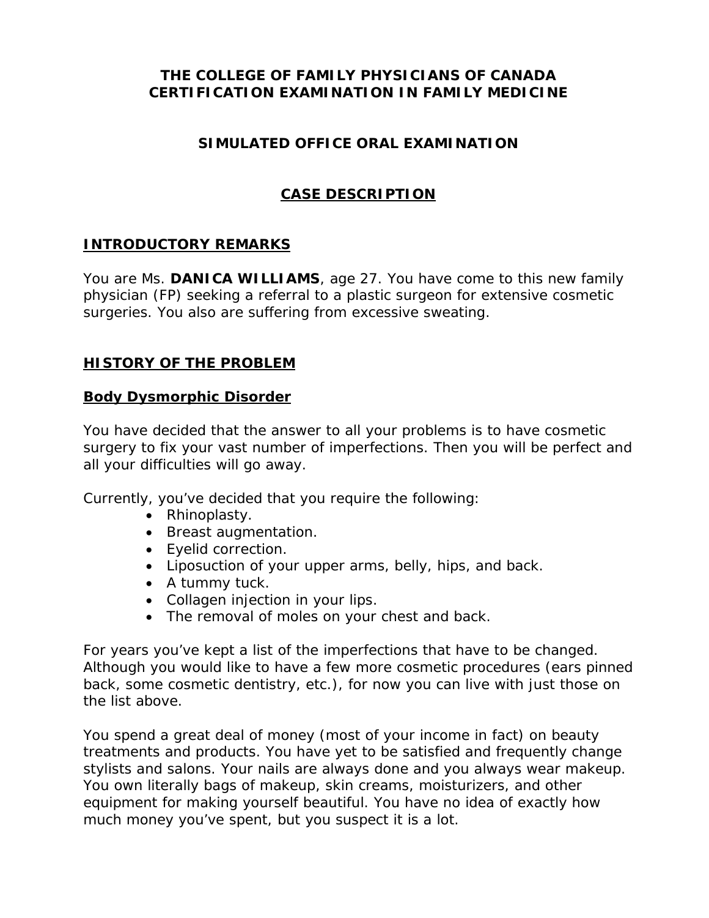# THE COLLEGE OF FAMILY PHYSICIANS OF CANADA
# CERTIFICATION EXAMINATION IN FAMILY MEDICINE

## SIMULATED OFFICE ORAL EXAMINATION

## CASE DESCRIPTION

### INTRODUCTORY REMARKS

You are Ms. **DANICA WILLIAMS**, age 27. You have come to this new family physician (FP) seeking a referral to a plastic surgeon for extensive cosmetic surgeries. You also are suffering from excessive sweating.

### HISTORY OF THE PROBLEM

#### Body Dysmorphic Disorder

You have decided that the answer to all your problems is to have cosmetic surgery to fix your vast number of imperfections. Then you will be perfect and all your difficulties will go away.

Currently, you've decided that you require the following:

- Rhinoplasty.
- Breast augmentation.
- Eyelid correction.
- Liposuction of your upper arms, belly, hips, and back.
- A tummy tuck.
- Collagen injection in your lips.
- The removal of moles on your chest and back.

For years you've kept a list of the imperfections that have to be changed. Although you would like to have a few more cosmetic procedures (ears pinned back, some cosmetic dentistry, etc.), for now you can live with just those on the list above.

You spend a great deal of money (most of your income in fact) on beauty treatments and products. You have yet to be satisfied and frequently change stylists and salons. Your nails are always done and you always wear makeup. You own literally bags of makeup, skin creams, moisturizers, and other equipment for making yourself beautiful. You have no idea of exactly how much money you've spent, but you suspect it is a lot.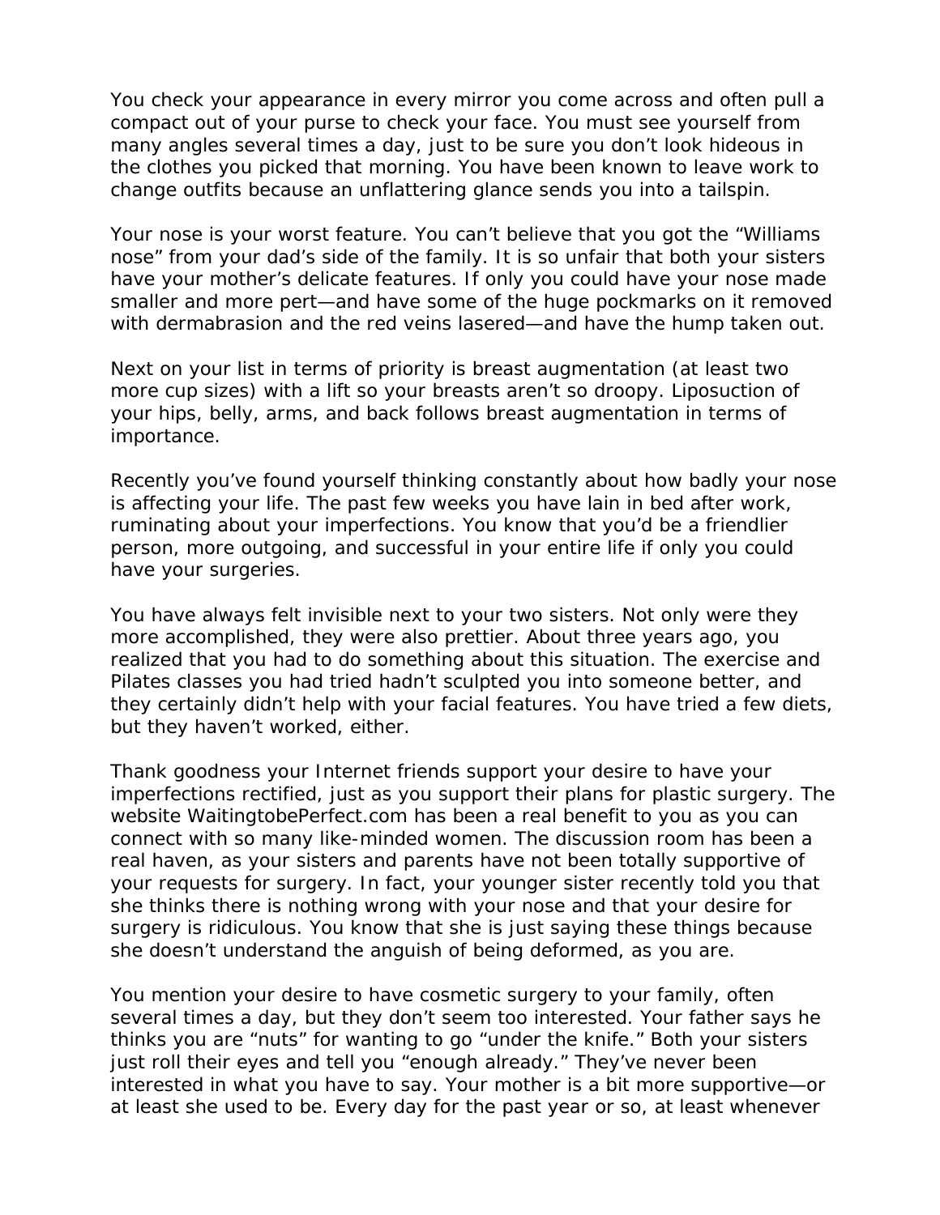You check your appearance in every mirror you come across and often pull a compact out of your purse to check your face. You must see yourself from many angles several times a day, just to be sure you don't look hideous in the clothes you picked that morning. You have been known to leave work to change outfits because an unflattering glance sends you into a tailspin.

Your nose is your worst feature. You can't believe that you got the "Williams nose" from your dad's side of the family. It is so unfair that both your sisters have your mother's delicate features. If only you could have your nose made smaller and more pert—and have some of the huge pockmarks on it removed with dermabrasion and the red veins lasered—and have the hump taken out.

Next on your list in terms of priority is breast augmentation (at least two more cup sizes) with a lift so your breasts aren't so droopy. Liposuction of your hips, belly, arms, and back follows breast augmentation in terms of importance.

Recently you've found yourself thinking constantly about how badly your nose is affecting your life. The past few weeks you have lain in bed after work, ruminating about your imperfections. You know that you'd be a friendlier person, more outgoing, and successful in your entire life if only you could have your surgeries.

You have always felt invisible next to your two sisters. Not only were they more accomplished, they were also prettier. About three years ago, you realized that you had to do something about this situation. The exercise and Pilates classes you had tried hadn't sculpted you into someone better, and they certainly didn't help with your facial features. You have tried a few diets, but they haven't worked, either.

Thank goodness your Internet friends support your desire to have your imperfections rectified, just as you support their plans for plastic surgery. The website WaitingtobePerfect.com has been a real benefit to you as you can connect with so many like-minded women. The discussion room has been a real haven, as your sisters and parents have not been totally supportive of your requests for surgery. In fact, your younger sister recently told you that she thinks there is nothing wrong with your nose and that your desire for surgery is ridiculous. You know that she is just saying these things because she doesn't understand the anguish of being deformed, as you are.

You mention your desire to have cosmetic surgery to your family, often several times a day, but they don't seem too interested. Your father says he thinks you are "nuts" for wanting to go "under the knife." Both your sisters just roll their eyes and tell you "enough already." They've never been interested in what you have to say. Your mother is a bit more supportive—or at least she used to be. Every day for the past year or so, at least whenever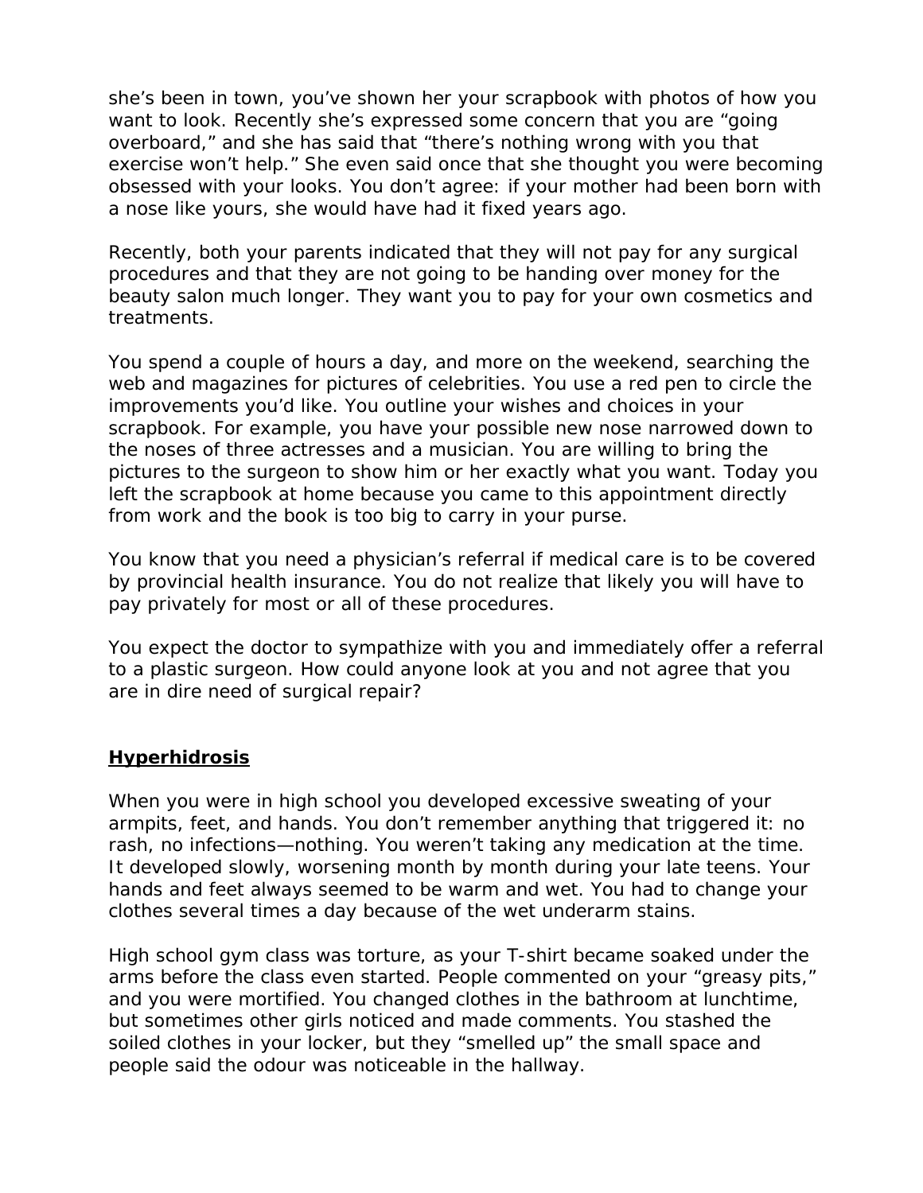she's been in town, you've shown her your scrapbook with photos of how you want to look. Recently she's expressed some concern that you are "going overboard," and she has said that "there's nothing wrong with you that exercise won't help." She even said once that she thought you were becoming obsessed with your looks. You don't agree: if your mother had been born with a nose like yours, she would have had it fixed years ago.

Recently, both your parents indicated that they will not pay for any surgical procedures and that they are not going to be handing over money for the beauty salon much longer. They want you to pay for your own cosmetics and treatments.

You spend a couple of hours a day, and more on the weekend, searching the web and magazines for pictures of celebrities. You use a red pen to circle the improvements you'd like. You outline your wishes and choices in your scrapbook. For example, you have your possible new nose narrowed down to the noses of three actresses and a musician. You are willing to bring the pictures to the surgeon to show him or her exactly what you want. Today you left the scrapbook at home because you came to this appointment directly from work and the book is too big to carry in your purse.

You know that you need a physician's referral if medical care is to be covered by provincial health insurance. You do not realize that likely you will have to pay privately for most or all of these procedures.

You expect the doctor to sympathize with you and immediately offer a referral to a plastic surgeon. How could anyone look at you and not agree that you are in dire need of surgical repair?

## Hyperhidrosis

When you were in high school you developed excessive sweating of your armpits, feet, and hands. You don't remember anything that triggered it: no rash, no infections—nothing. You weren't taking any medication at the time. It developed slowly, worsening month by month during your late teens. Your hands and feet always seemed to be warm and wet. You had to change your clothes several times a day because of the wet underarm stains.

High school gym class was torture, as your T-shirt became soaked under the arms before the class even started. People commented on your "greasy pits," and you were mortified. You changed clothes in the bathroom at lunchtime, but sometimes other girls noticed and made comments. You stashed the soiled clothes in your locker, but they "smelled up" the small space and people said the odour was noticeable in the hallway.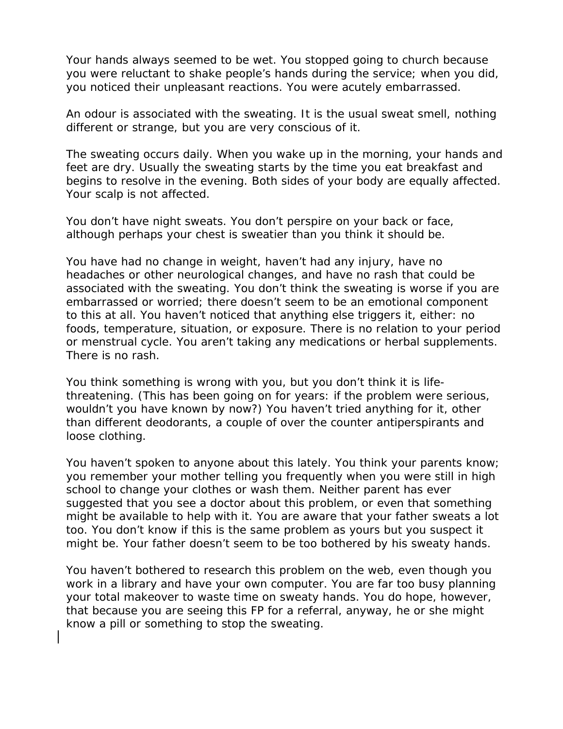Your hands always seemed to be wet. You stopped going to church because you were reluctant to shake people's hands during the service; when you did, you noticed their unpleasant reactions. You were acutely embarrassed.

An odour is associated with the sweating. It is the usual sweat smell, nothing different or strange, but you are very conscious of it.

The sweating occurs daily. When you wake up in the morning, your hands and feet are dry. Usually the sweating starts by the time you eat breakfast and begins to resolve in the evening. Both sides of your body are equally affected. Your scalp is not affected.

You don't have night sweats. You don't perspire on your back or face, although perhaps your chest is sweatier than you think it should be.

You have had no change in weight, haven't had any injury, have no headaches or other neurological changes, and have no rash that could be associated with the sweating. You don't think the sweating is worse if you are embarrassed or worried; there doesn't seem to be an emotional component to this at all. You haven't noticed that anything else triggers it, either: no foods, temperature, situation, or exposure. There is no relation to your period or menstrual cycle. You aren't taking any medications or herbal supplements. There is no rash.

You think something is wrong with you, but you don't think it is life-threatening. (This has been going on for years: if the problem were serious, wouldn't you have known by now?) You haven't tried anything for it, other than different deodorants, a couple of over the counter antiperspirants and loose clothing.

You haven't spoken to anyone about this lately. You think your parents know; you remember your mother telling you frequently when you were still in high school to change your clothes or wash them. Neither parent has ever suggested that you see a doctor about this problem, or even that something might be available to help with it. You are aware that your father sweats a lot too. You don't know if this is the same problem as yours but you suspect it might be. Your father doesn't seem to be too bothered by his sweaty hands.

You haven't bothered to research this problem on the web, even though you work in a library and have your own computer. You are far too busy planning your total makeover to waste time on sweaty hands. You do hope, however, that because you are seeing this FP for a referral, anyway, he or she might know a pill or something to stop the sweating.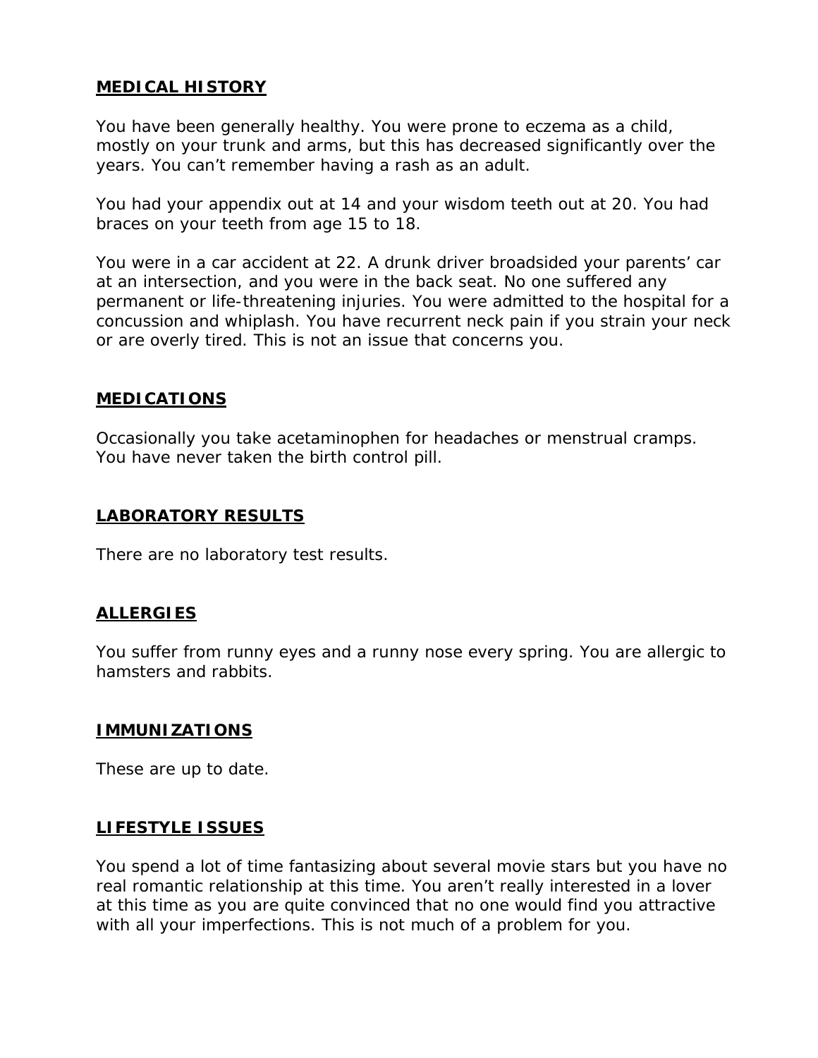## MEDICAL HISTORY

You have been generally healthy. You were prone to eczema as a child, mostly on your trunk and arms, but this has decreased significantly over the years. You can't remember having a rash as an adult.

You had your appendix out at 14 and your wisdom teeth out at 20. You had braces on your teeth from age 15 to 18.

You were in a car accident at 22. A drunk driver broadsided your parents' car at an intersection, and you were in the back seat. No one suffered any permanent or life-threatening injuries. You were admitted to the hospital for a concussion and whiplash. You have recurrent neck pain if you strain your neck or are overly tired. This is not an issue that concerns you.

## MEDICATIONS

Occasionally you take acetaminophen for headaches or menstrual cramps. You have never taken the birth control pill.

## LABORATORY RESULTS

There are no laboratory test results.

## ALLERGIES

You suffer from runny eyes and a runny nose every spring. You are allergic to hamsters and rabbits.

## IMMUNIZATIONS

These are up to date.

## LIFESTYLE ISSUES

You spend a lot of time fantasizing about several movie stars but you have no real romantic relationship at this time. You aren't really interested in a lover at this time as you are quite convinced that no one would find you attractive with all your imperfections. This is not much of a problem for you.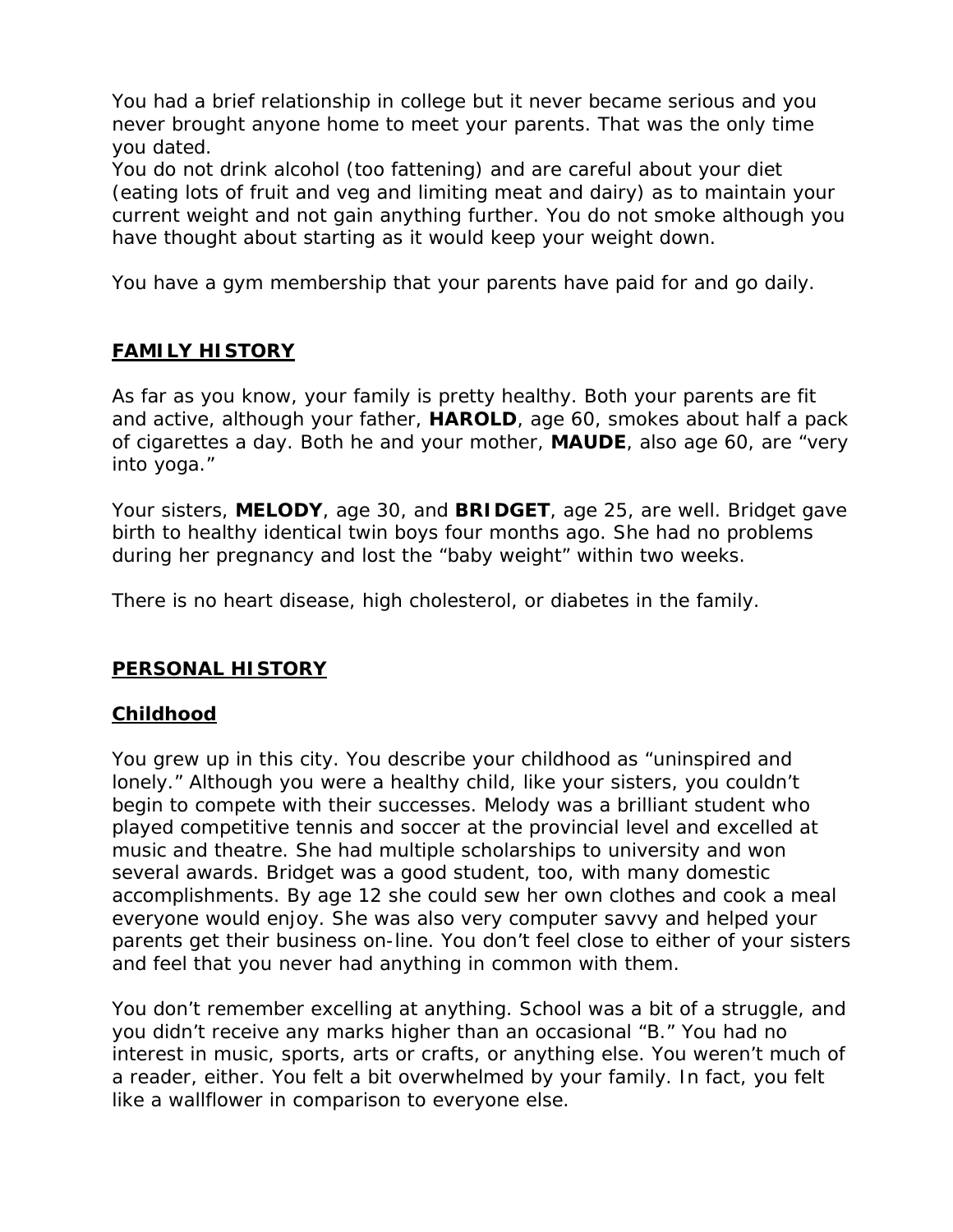You had a brief relationship in college but it never became serious and you never brought anyone home to meet your parents. That was the only time you dated.
You do not drink alcohol (too fattening) and are careful about your diet (eating lots of fruit and veg and limiting meat and dairy) as to maintain your current weight and not gain anything further. You do not smoke although you have thought about starting as it would keep your weight down.

You have a gym membership that your parents have paid for and go daily.

## FAMILY HISTORY

As far as you know, your family is pretty healthy. Both your parents are fit and active, although your father, **HAROLD**, age 60, smokes about half a pack of cigarettes a day. Both he and your mother, **MAUDE**, also age 60, are "very into yoga."

Your sisters, **MELODY**, age 30, and **BRIDGET**, age 25, are well. Bridget gave birth to healthy identical twin boys four months ago. She had no problems during her pregnancy and lost the "baby weight" within two weeks.

There is no heart disease, high cholesterol, or diabetes in the family.

## PERSONAL HISTORY

### Childhood

You grew up in this city. You describe your childhood as "uninspired and lonely." Although you were a healthy child, like your sisters, you couldn't begin to compete with their successes. Melody was a brilliant student who played competitive tennis and soccer at the provincial level and excelled at music and theatre. She had multiple scholarships to university and won several awards. Bridget was a good student, too, with many domestic accomplishments. By age 12 she could sew her own clothes and cook a meal everyone would enjoy. She was also very computer savvy and helped your parents get their business on-line. You don't feel close to either of your sisters and feel that you never had anything in common with them.

You don't remember excelling at anything. School was a bit of a struggle, and you didn't receive any marks higher than an occasional "B." You had no interest in music, sports, arts or crafts, or anything else. You weren't much of a reader, either. You felt a bit overwhelmed by your family. In fact, you felt like a wallflower in comparison to everyone else.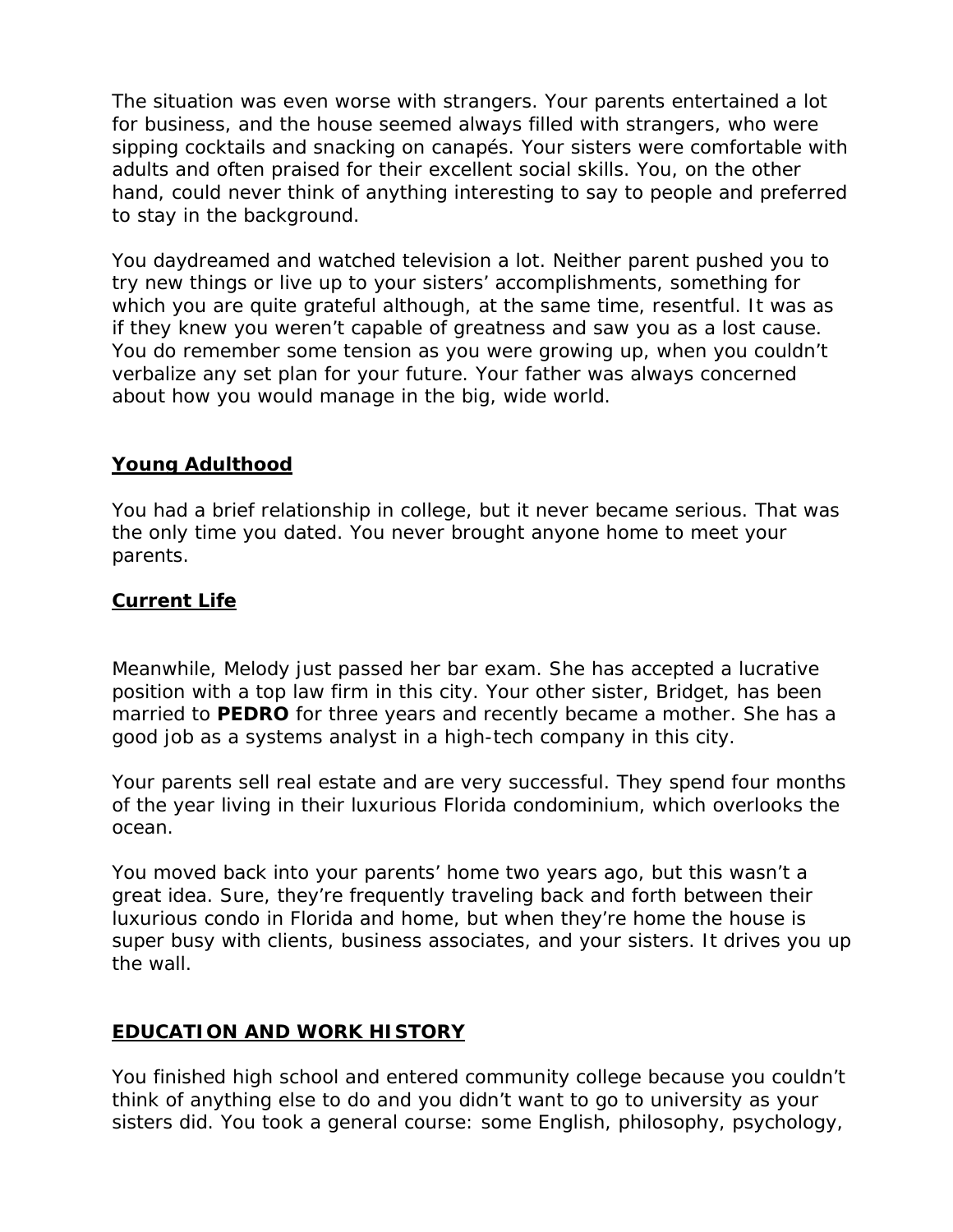The situation was even worse with strangers. Your parents entertained a lot for business, and the house seemed always filled with strangers, who were sipping cocktails and snacking on canapés. Your sisters were comfortable with adults and often praised for their excellent social skills. You, on the other hand, could never think of anything interesting to say to people and preferred to stay in the background.

You daydreamed and watched television a lot. Neither parent pushed you to try new things or live up to your sisters' accomplishments, something for which you are quite grateful although, at the same time, resentful. It was as if they knew you weren't capable of greatness and saw you as a lost cause. You do remember some tension as you were growing up, when you couldn't verbalize any set plan for your future. Your father was always concerned about how you would manage in the big, wide world.

## Young Adulthood

You had a brief relationship in college, but it never became serious. That was the only time you dated. You never brought anyone home to meet your parents.

## Current Life

Meanwhile, Melody just passed her bar exam. She has accepted a lucrative position with a top law firm in this city. Your other sister, Bridget, has been married to **PEDRO** for three years and recently became a mother. She has a good job as a systems analyst in a high-tech company in this city.

Your parents sell real estate and are very successful. They spend four months of the year living in their luxurious Florida condominium, which overlooks the ocean.

You moved back into your parents' home two years ago, but this wasn't a great idea. Sure, they're frequently traveling back and forth between their luxurious condo in Florida and home, but when they're home the house is super busy with clients, business associates, and your sisters. It drives you up the wall.

## EDUCATION AND WORK HISTORY

You finished high school and entered community college because you couldn't think of anything else to do and you didn't want to go to university as your sisters did. You took a general course: some English, philosophy, psychology,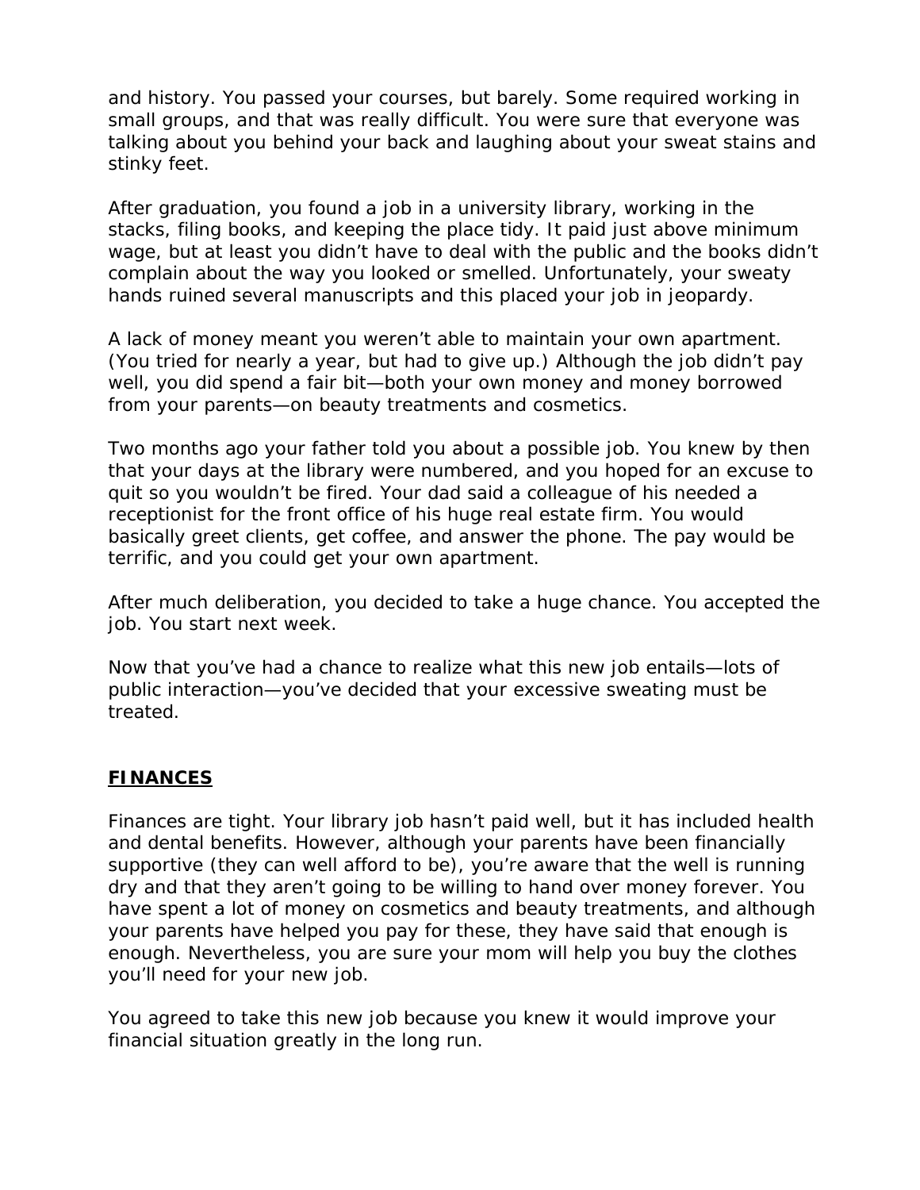and history. You passed your courses, but barely. Some required working in small groups, and that was really difficult. You were sure that everyone was talking about you behind your back and laughing about your sweat stains and stinky feet.

After graduation, you found a job in a university library, working in the stacks, filing books, and keeping the place tidy. It paid just above minimum wage, but at least you didn't have to deal with the public and the books didn't complain about the way you looked or smelled. Unfortunately, your sweaty hands ruined several manuscripts and this placed your job in jeopardy.

A lack of money meant you weren't able to maintain your own apartment. (You tried for nearly a year, but had to give up.) Although the job didn't pay well, you did spend a fair bit—both your own money and money borrowed from your parents—on beauty treatments and cosmetics.

Two months ago your father told you about a possible job. You knew by then that your days at the library were numbered, and you hoped for an excuse to quit so you wouldn't be fired. Your dad said a colleague of his needed a receptionist for the front office of his huge real estate firm. You would basically greet clients, get coffee, and answer the phone. The pay would be terrific, and you could get your own apartment.

After much deliberation, you decided to take a huge chance. You accepted the job. You start next week.

Now that you've had a chance to realize what this new job entails—lots of public interaction—you've decided that your excessive sweating must be treated.

## **FINANCES**

Finances are tight. Your library job hasn't paid well, but it has included health and dental benefits. However, although your parents have been financially supportive (they can well afford to be), you're aware that the well is running dry and that they aren't going to be willing to hand over money forever. You have spent a lot of money on cosmetics and beauty treatments, and although your parents have helped you pay for these, they have said that enough is enough. Nevertheless, you are sure your mom will help you buy the clothes you'll need for your new job.

You agreed to take this new job because you knew it would improve your financial situation greatly in the long run.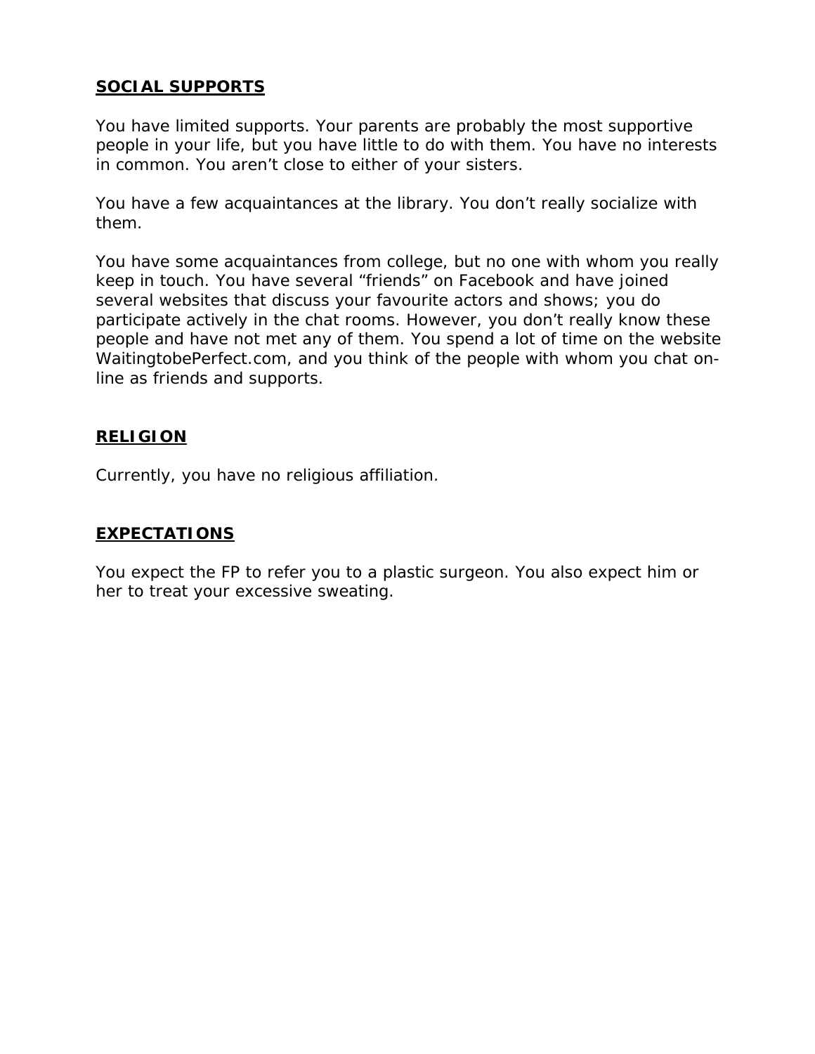## SOCIAL SUPPORTS

You have limited supports. Your parents are probably the most supportive people in your life, but you have little to do with them. You have no interests in common. You aren't close to either of your sisters.

You have a few acquaintances at the library. You don't really socialize with them.

You have some acquaintances from college, but no one with whom you really keep in touch. You have several "friends" on Facebook and have joined several websites that discuss your favourite actors and shows; you do participate actively in the chat rooms. However, you don't really know these people and have not met any of them. You spend a lot of time on the website WaitingtobePerfect.com, and you think of the people with whom you chat on-line as friends and supports.

## RELIGION

Currently, you have no religious affiliation.

## EXPECTATIONS

You expect the FP to refer you to a plastic surgeon. You also expect him or her to treat your excessive sweating.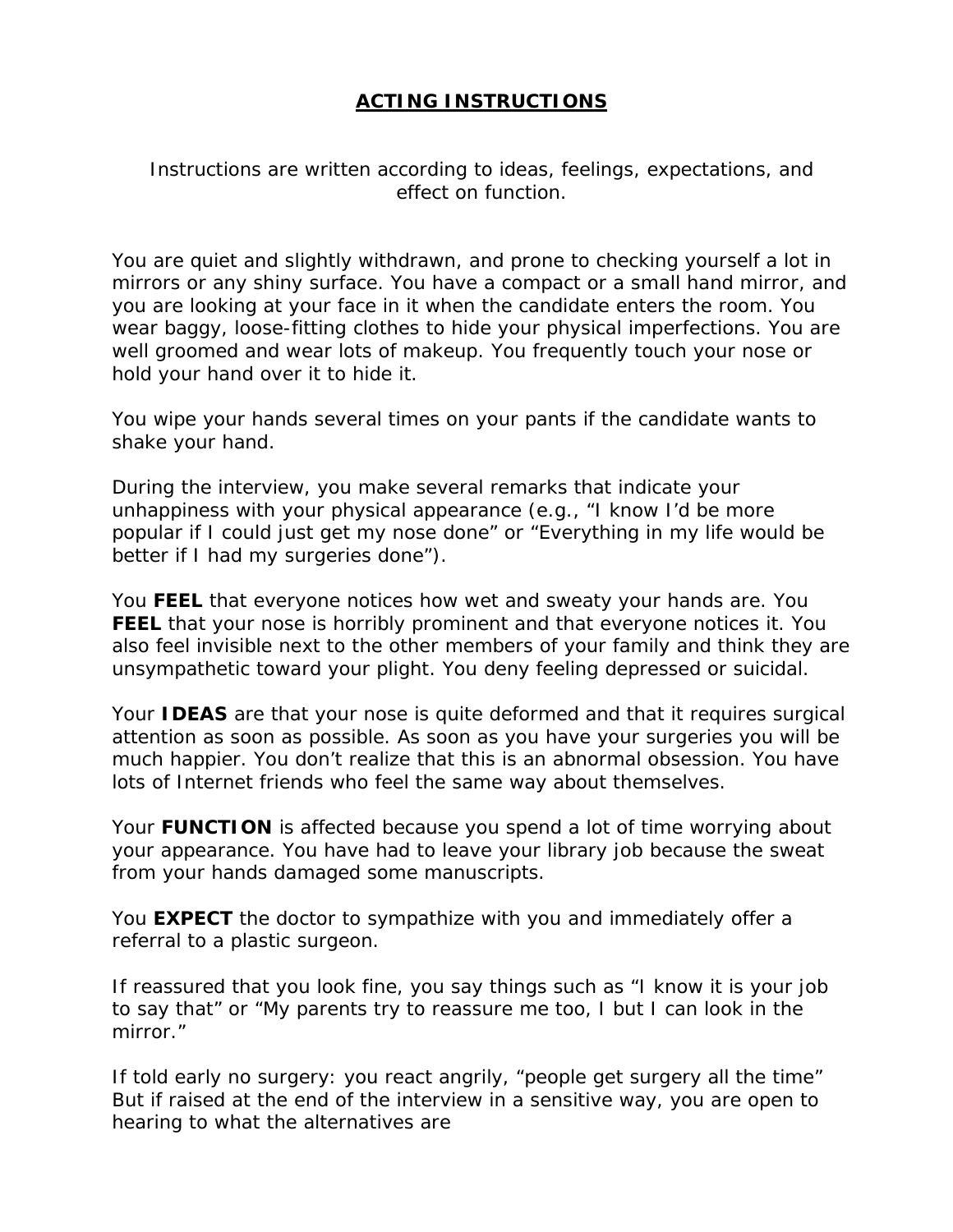## ACTING INSTRUCTIONS

Instructions are written according to ideas, feelings, expectations, and effect on function.

You are quiet and slightly withdrawn, and prone to checking yourself a lot in mirrors or any shiny surface. You have a compact or a small hand mirror, and you are looking at your face in it when the candidate enters the room. You wear baggy, loose-fitting clothes to hide your physical imperfections. You are well groomed and wear lots of makeup. You frequently touch your nose or hold your hand over it to hide it.

You wipe your hands several times on your pants if the candidate wants to shake your hand.

During the interview, you make several remarks that indicate your unhappiness with your physical appearance (e.g., "I know I'd be more popular if I could just get my nose done" or "Everything in my life would be better if I had my surgeries done").

You **FEEL** that everyone notices how wet and sweaty your hands are. You **FEEL** that your nose is horribly prominent and that everyone notices it. You also feel invisible next to the other members of your family and think they are unsympathetic toward your plight. You deny feeling depressed or suicidal.

Your **IDEAS** are that your nose is quite deformed and that it requires surgical attention as soon as possible. As soon as you have your surgeries you will be much happier. You don't realize that this is an abnormal obsession. You have lots of Internet friends who feel the same way about themselves.

Your **FUNCTION** is affected because you spend a lot of time worrying about your appearance. You have had to leave your library job because the sweat from your hands damaged some manuscripts.

You **EXPECT** the doctor to sympathize with you and immediately offer a referral to a plastic surgeon.

If reassured that you look fine, you say things such as "I know it is your job to say that" or "My parents try to reassure me too, I but I can look in the mirror."

If told early no surgery: you react angrily, "people get surgery all the time" But if raised at the end of the interview in a sensitive way, you are open to hearing to what the alternatives are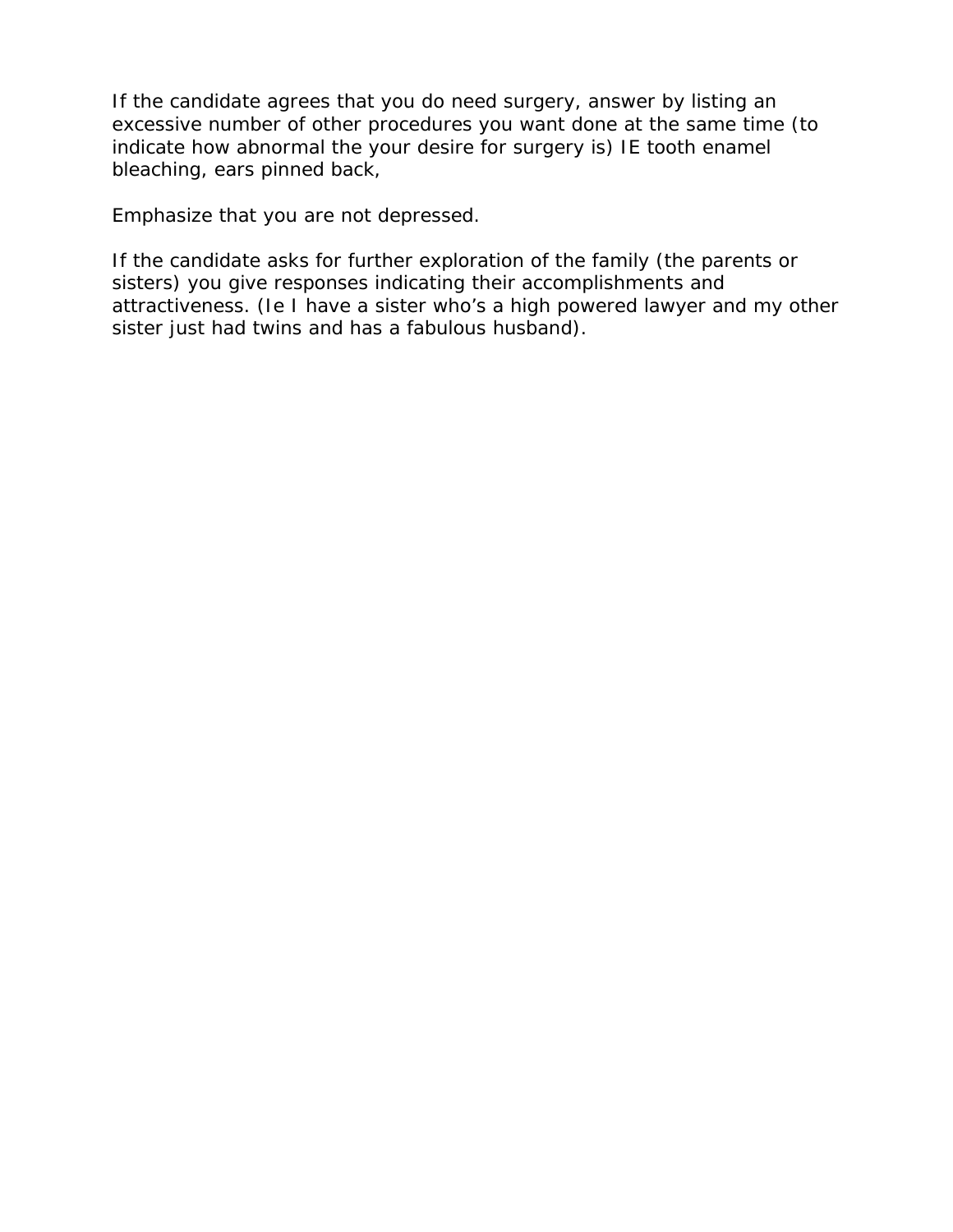If the candidate agrees that you do need surgery, answer by listing an excessive number of other procedures you want done at the same time (to indicate how abnormal the your desire for surgery is) IE tooth enamel bleaching, ears pinned back,

Emphasize that you are not depressed.

If the candidate asks for further exploration of the family (the parents or sisters) you give responses indicating their accomplishments and attractiveness. (Ie I have a sister who's a high powered lawyer and my other sister just had twins and has a fabulous husband).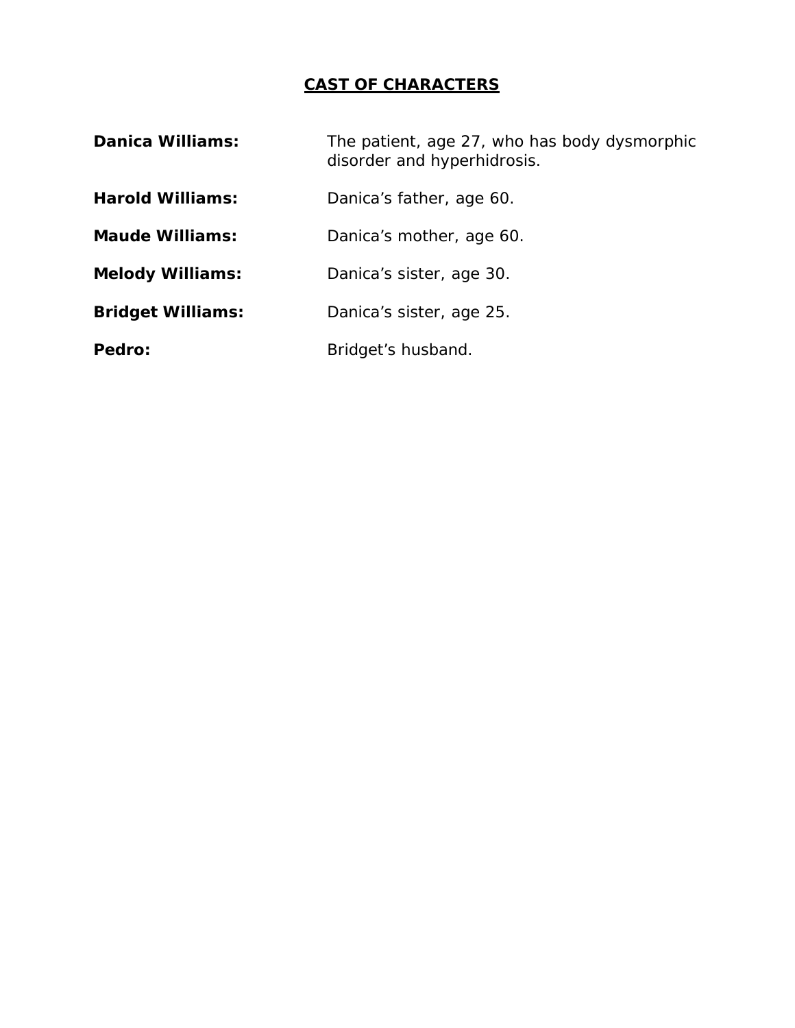# CAST OF CHARACTERS

**Danica Williams:** The patient, age 27, who has body dysmorphic disorder and hyperhidrosis.

**Harold Williams:** Danica's father, age 60.

**Maude Williams:** Danica's mother, age 60.

**Melody Williams:** Danica's sister, age 30.

**Bridget Williams:** Danica's sister, age 25.

**Pedro:** Bridget's husband.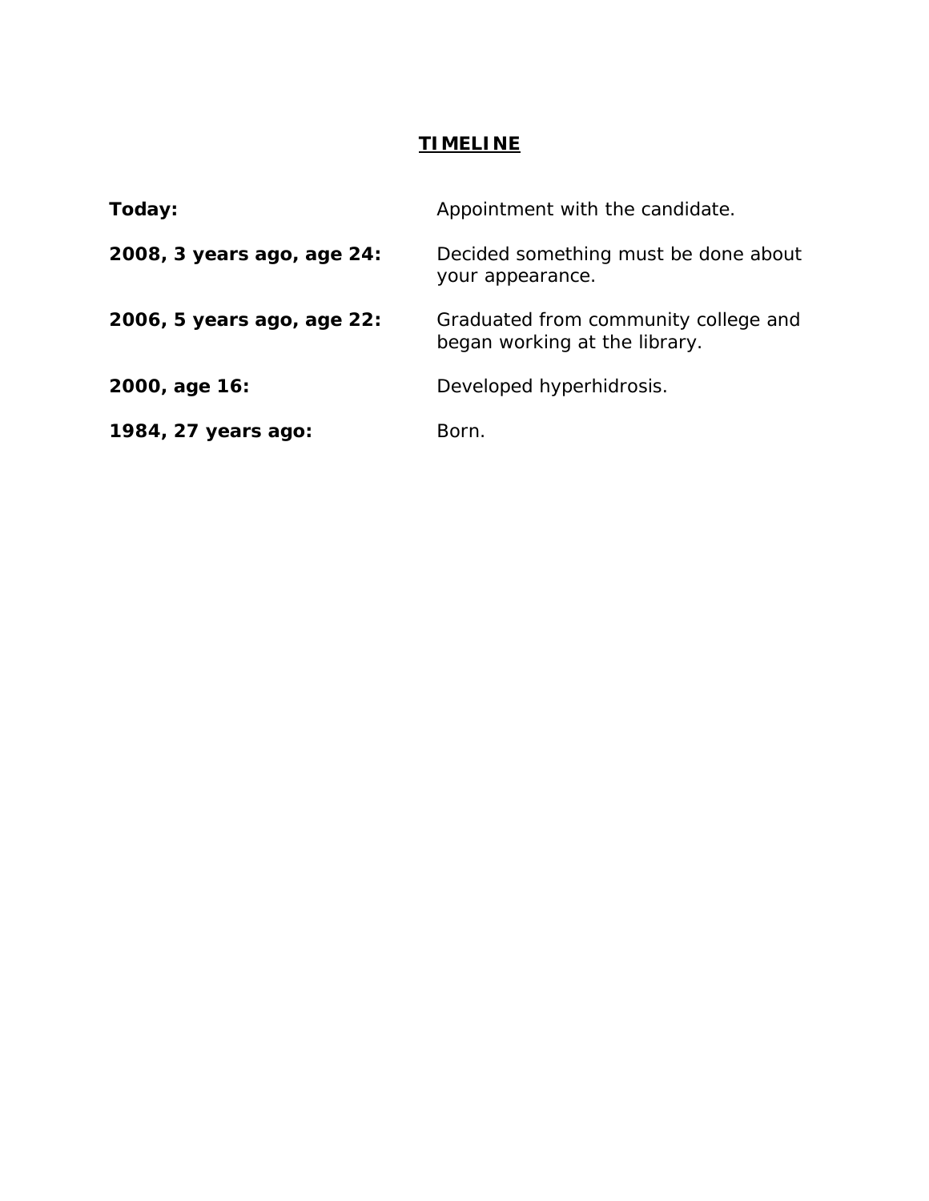## TIMELINE

| | |
|---|---|
| **Today:** | Appointment with the candidate. |
| **2008, 3 years ago, age 24:** | Decided something must be done about your appearance. |
| **2006, 5 years ago, age 22:** | Graduated from community college and began working at the library. |
| **2000, age 16:** | Developed hyperhidrosis. |
| **1984, 27 years ago:** | Born. |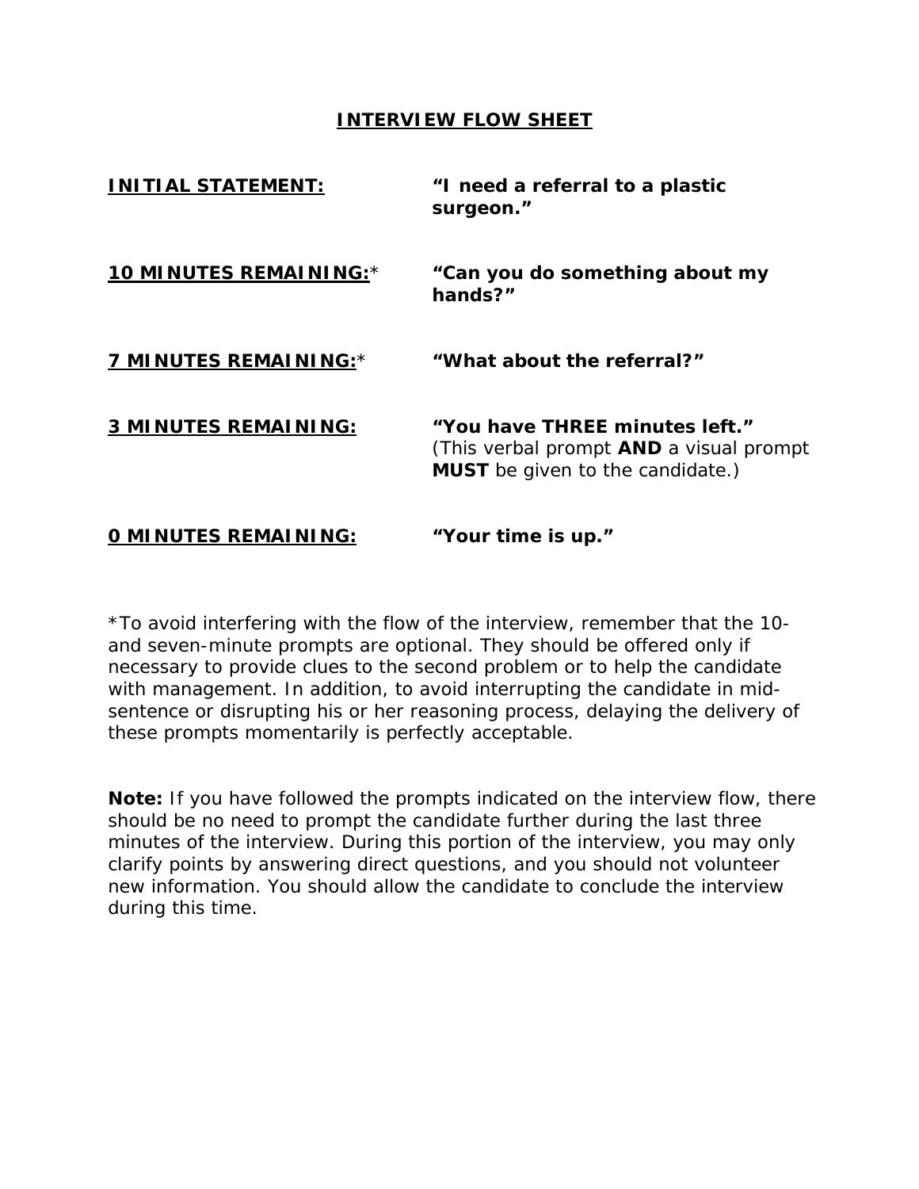# INTERVIEW FLOW SHEET

| | |
|---|---|
| **INITIAL STATEMENT:** | **"I need a referral to a plastic surgeon."** |
| **10 MINUTES REMAINING:*** | **"Can you do something about my hands?"** |
| **7 MINUTES REMAINING:*** | **"What about the referral?"** |
| **3 MINUTES REMAINING:** | **"You have THREE minutes left."** (This verbal prompt **AND** a visual prompt **MUST** be given to the candidate.) |
| **0 MINUTES REMAINING:** | **"Your time is up."** |

*To avoid interfering with the flow of the interview, remember that the 10- and seven-minute prompts are optional. They should be offered only if necessary to provide clues to the second problem or to help the candidate with management. In addition, to avoid interrupting the candidate in mid-sentence or disrupting his or her reasoning process, delaying the delivery of these prompts momentarily is perfectly acceptable.

**Note:** If you have followed the prompts indicated on the interview flow, there should be no need to prompt the candidate further during the last three minutes of the interview. During this portion of the interview, you may only clarify points by answering direct questions, and you should not volunteer new information. You should allow the candidate to conclude the interview during this time.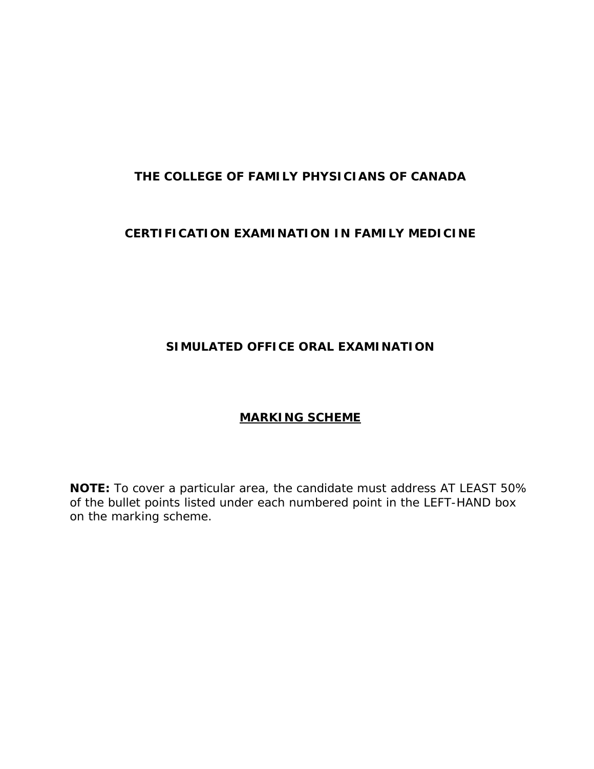# THE COLLEGE OF FAMILY PHYSICIANS OF CANADA

## CERTIFICATION EXAMINATION IN FAMILY MEDICINE

## SIMULATED OFFICE ORAL EXAMINATION

## <u>MARKING SCHEME</u>

**NOTE:** To cover a particular area, the candidate must address AT LEAST 50% of the bullet points listed under each numbered point in the LEFT-HAND box on the marking scheme.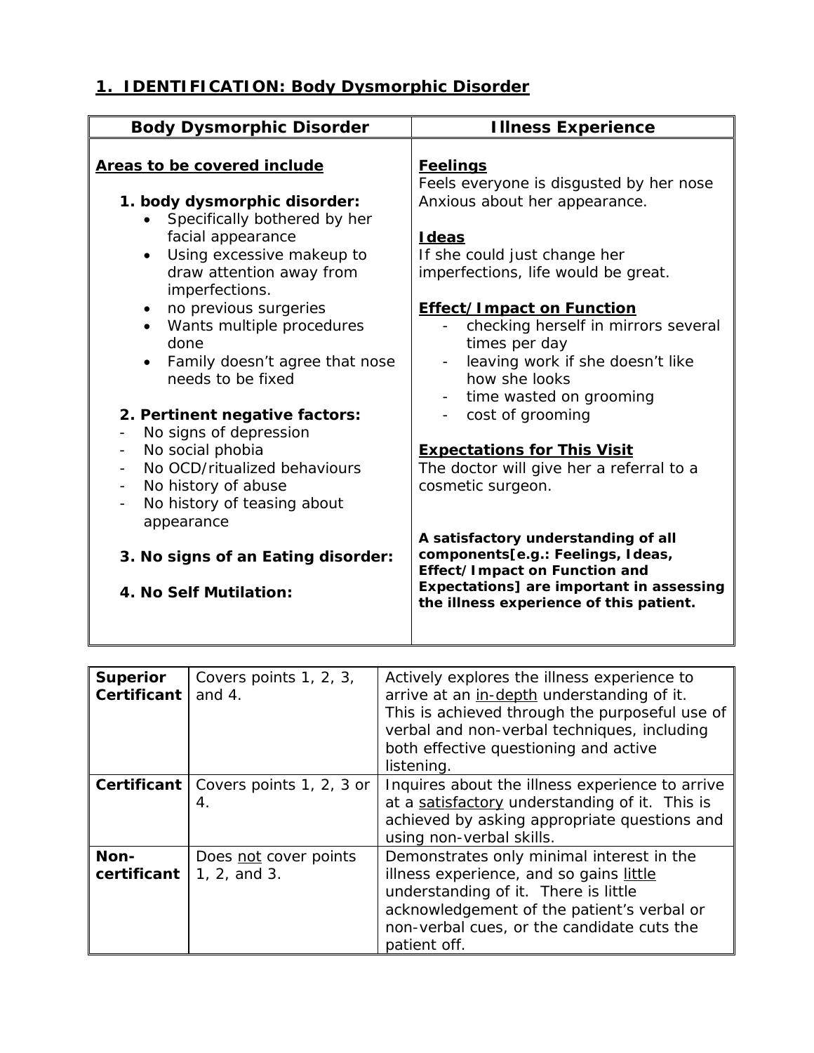## 1. IDENTIFICATION: Body Dysmorphic Disorder

| Body Dysmorphic Disorder | Illness Experience |
|---|---|
| **Areas to be covered include**<br><br>**1. body dysmorphic disorder:**<br>• Specifically bothered by her facial appearance<br>• Using excessive makeup to draw attention away from imperfections.<br>• no previous surgeries<br>• Wants multiple procedures done<br>• Family doesn't agree that nose needs to be fixed<br><br>**2. Pertinent negative factors:**<br>- No signs of depression<br>- No social phobia<br>- No OCD/ritualized behaviours<br>- No history of abuse<br>- No history of teasing about appearance<br><br>**3. No signs of an Eating disorder:**<br><br>**4. No Self Mutilation:** | **Feelings**<br>Feels everyone is disgusted by her nose<br>Anxious about her appearance.<br><br>**Ideas**<br>If she could just change her imperfections, life would be great.<br><br>**Effect/Impact on Function**<br>- checking herself in mirrors several times per day<br>- leaving work if she doesn't like how she looks<br>- time wasted on grooming<br>- cost of grooming<br><br>**Expectations for This Visit**<br>The doctor will give her a referral to a cosmetic surgeon.<br><br>**A satisfactory understanding of all components[e.g.: Feelings, Ideas, Effect/Impact on Function and Expectations] are important in assessing the illness experience of this patient.** |

| | | |
|---|---|---|
| **Superior Certificant** | Covers points 1, 2, 3, and 4. | Actively explores the illness experience to arrive at an in-depth understanding of it. This is achieved through the purposeful use of verbal and non-verbal techniques, including both effective questioning and active listening. |
| **Certificant** | Covers points 1, 2, 3 or 4. | Inquires about the illness experience to arrive at a satisfactory understanding of it. This is achieved by asking appropriate questions and using non-verbal skills. |
| **Non-certificant** | Does not cover points 1, 2, and 3. | Demonstrates only minimal interest in the illness experience, and so gains little understanding of it. There is little acknowledgement of the patient's verbal or non-verbal cues, or the candidate cuts the patient off. |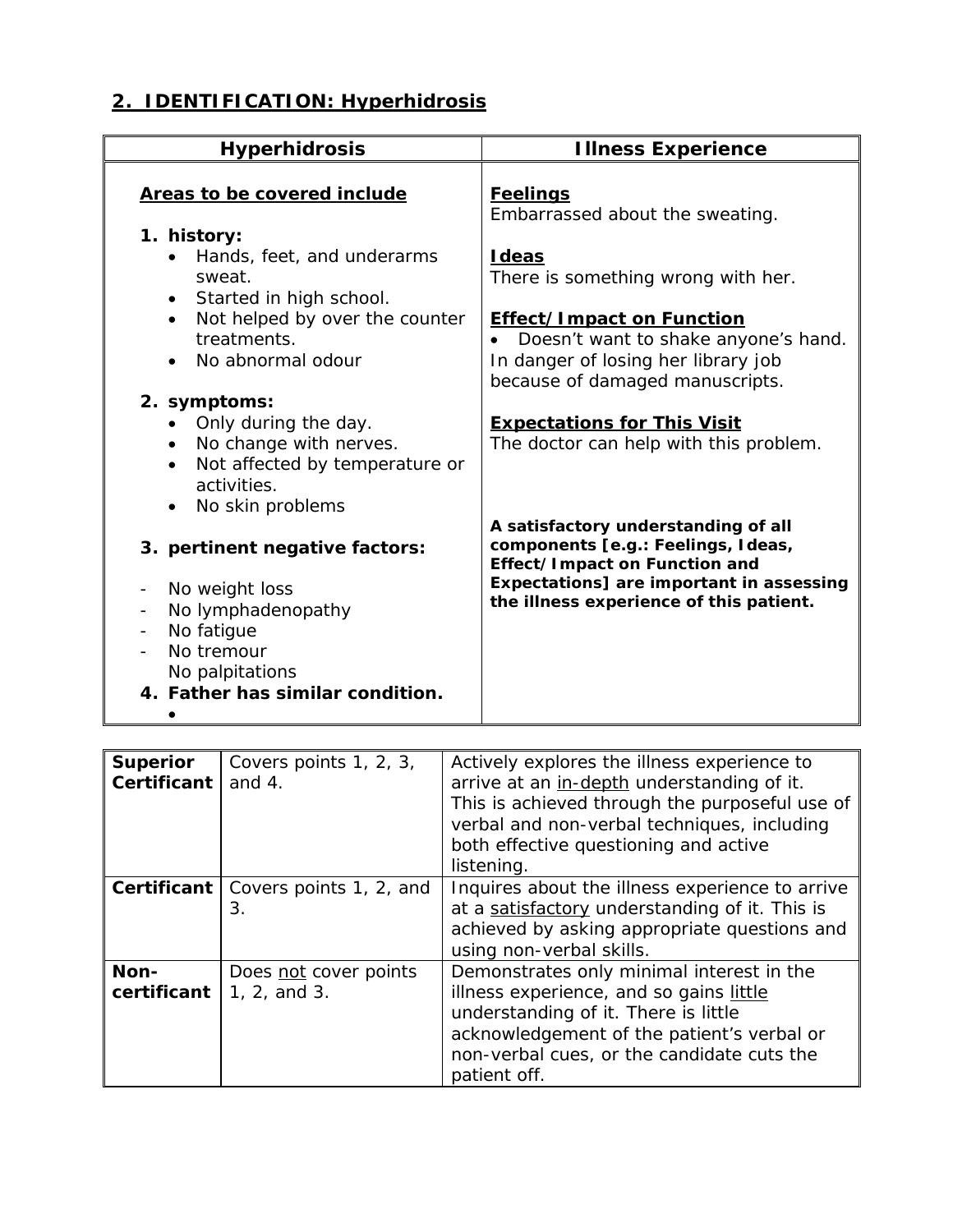## 2. IDENTIFICATION: Hyperhidrosis

| Hyperhidrosis | Illness Experience |
|---|---|
| **Areas to be covered include**<br><br>**1. history:**<br>• Hands, feet, and underarms sweat.<br>• Started in high school.<br>• Not helped by over the counter treatments.<br>• No abnormal odour<br><br>**2. symptoms:**<br>• Only during the day.<br>• No change with nerves.<br>• Not affected by temperature or activities.<br>• No skin problems<br><br>**3. pertinent negative factors:**<br><br>- No weight loss<br>- No lymphadenopathy<br>- No fatigue<br>- No tremour<br>No palpitations<br>**4. Father has similar condition.**<br>• | **Feelings**<br>Embarrassed about the sweating.<br><br>**Ideas**<br>There is something wrong with her.<br><br>**Effect/Impact on Function**<br>• Doesn't want to shake anyone's hand. In danger of losing her library job because of damaged manuscripts.<br><br>**Expectations for This Visit**<br>The doctor can help with this problem.<br><br>**A satisfactory understanding of all components [e.g.: Feelings, Ideas, Effect/Impact on Function and Expectations] are important in assessing the illness experience of this patient.** |

| | | |
|---|---|---|
| **Superior Certificant** | Covers points 1, 2, 3, and 4. | Actively explores the illness experience to arrive at an in-depth understanding of it. This is achieved through the purposeful use of verbal and non-verbal techniques, including both effective questioning and active listening. |
| **Certificant** | Covers points 1, 2, and 3. | Inquires about the illness experience to arrive at a satisfactory understanding of it. This is achieved by asking appropriate questions and using non-verbal skills. |
| **Non-certificant** | Does not cover points 1, 2, and 3. | Demonstrates only minimal interest in the illness experience, and so gains little understanding of it. There is little acknowledgement of the patient's verbal or non-verbal cues, or the candidate cuts the patient off. |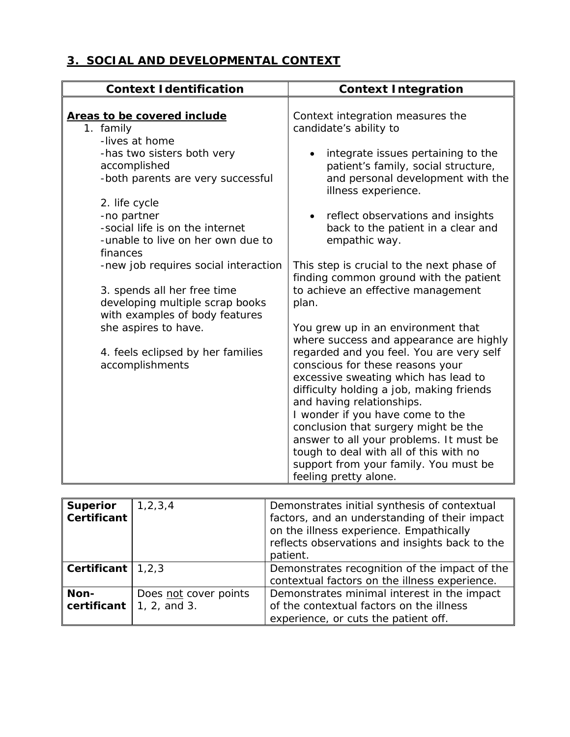## 3. SOCIAL AND DEVELOPMENTAL CONTEXT

| Context Identification | Context Integration |
|---|---|
| **Areas to be covered include**<br>1. family<br>-lives at home<br>-has two sisters both very accomplished<br>-both parents are very successful<br><br>2. life cycle<br>-no partner<br>-social life is on the internet<br>-unable to live on her own due to finances<br>-new job requires social interaction<br><br>3. spends all her free time developing multiple scrap books with examples of body features she aspires to have.<br><br>4. feels eclipsed by her families accomplishments | Context integration measures the candidate's ability to<br><br>• integrate issues pertaining to the patient's family, social structure, and personal development with the illness experience.<br><br>• reflect observations and insights back to the patient in a clear and empathic way.<br><br>This step is crucial to the next phase of finding common ground with the patient to achieve an effective management plan.<br><br>You grew up in an environment that where success and appearance are highly regarded and you feel. You are very self conscious for these reasons your excessive sweating which has lead to difficulty holding a job, making friends and having relationships.<br>I wonder if you have come to the conclusion that surgery might be the answer to all your problems. It must be tough to deal with all of this with no support from your family. You must be feeling pretty alone. |

| | | |
|---|---|---|
| **Superior Certificant** | 1,2,3,4 | Demonstrates initial synthesis of contextual factors, and an understanding of their impact on the illness experience. Empathically reflects observations and insights back to the patient. |
| **Certificant** | 1,2,3 | Demonstrates recognition of the impact of the contextual factors on the illness experience. |
| **Non-certificant** | Does <u>not</u> cover points 1, 2, and 3. | Demonstrates minimal interest in the impact of the contextual factors on the illness experience, or cuts the patient off. |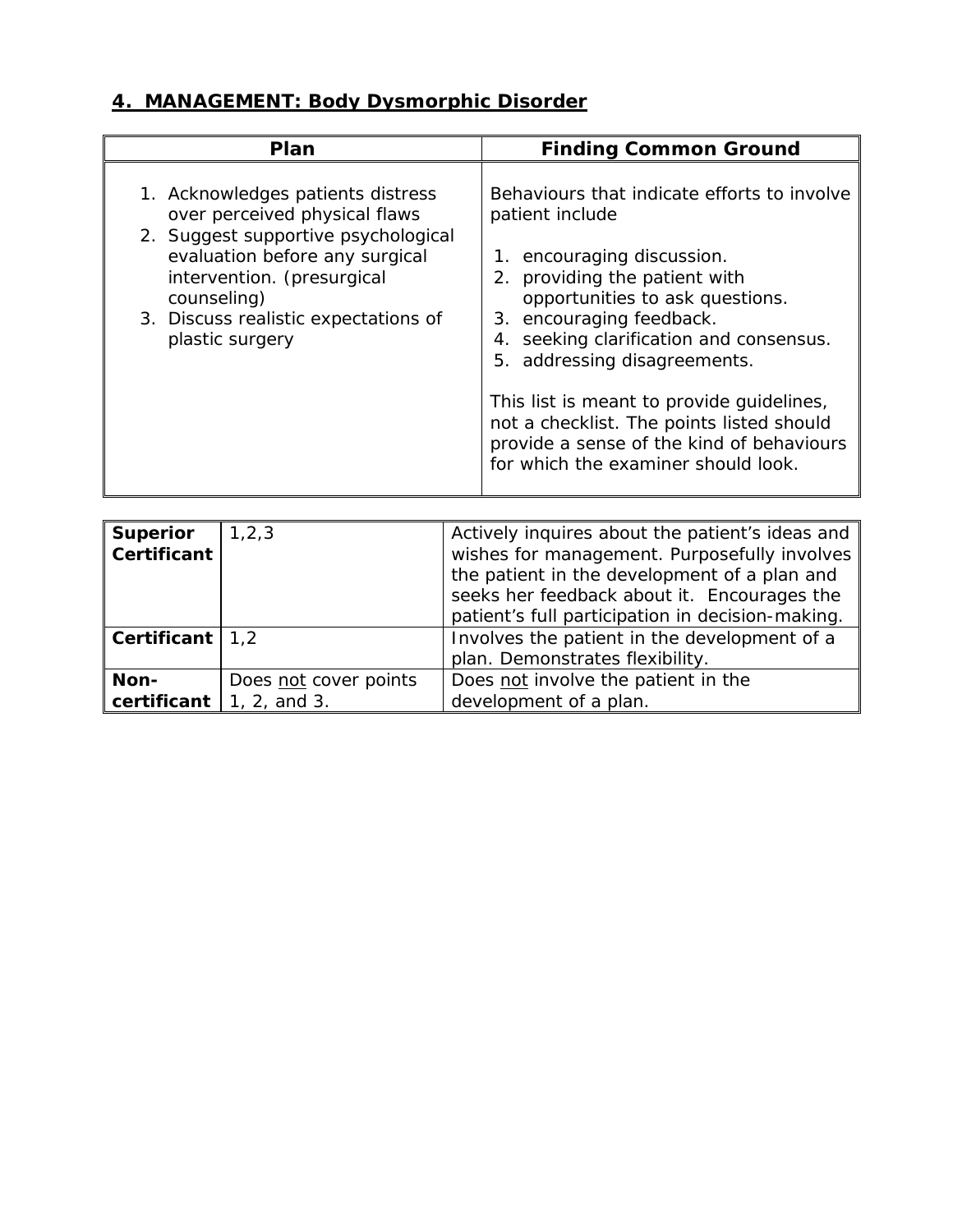## 4. MANAGEMENT: Body Dysmorphic Disorder

| Plan | Finding Common Ground |
|---|---|
| 1. Acknowledges patients distress over perceived physical flaws<br>2. Suggest supportive psychological evaluation before any surgical intervention. (presurgical counseling)<br>3. Discuss realistic expectations of plastic surgery | Behaviours that indicate efforts to involve patient include<br><br>1. encouraging discussion.<br>2. providing the patient with opportunities to ask questions.<br>3. encouraging feedback.<br>4. seeking clarification and consensus.<br>5. addressing disagreements.<br><br>This list is meant to provide guidelines, not a checklist. The points listed should provide a sense of the kind of behaviours for which the examiner should look. |

| | | |
|---|---|---|
| **Superior Certificant** | 1,2,3 | Actively inquires about the patient's ideas and wishes for management. Purposefully involves the patient in the development of a plan and seeks her feedback about it. Encourages the patient's full participation in decision-making. |
| **Certificant** | 1,2 | Involves the patient in the development of a plan. Demonstrates flexibility. |
| **Non-certificant** | Does not cover points 1, 2, and 3. | Does not involve the patient in the development of a plan. |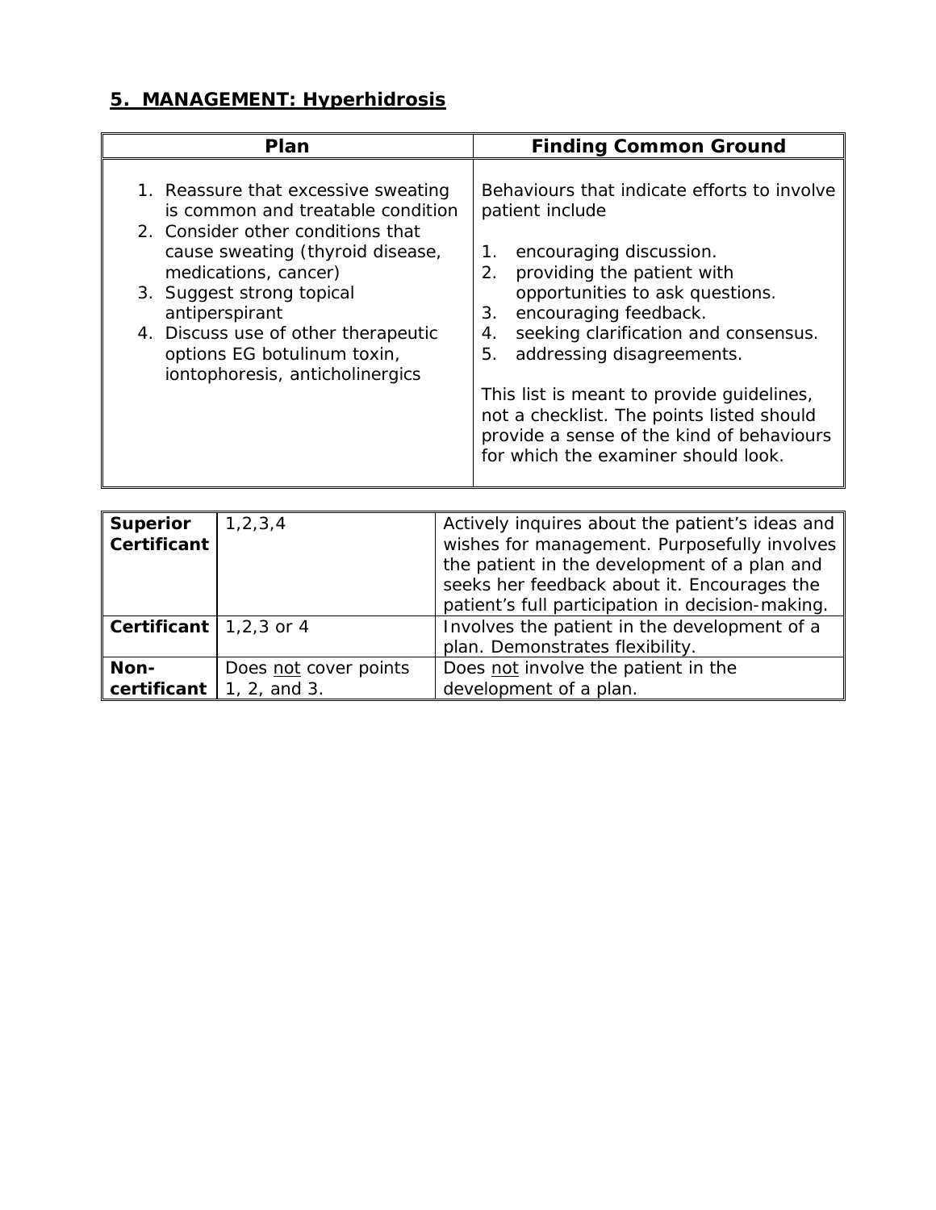## 5. MANAGEMENT: Hyperhidrosis

| Plan | Finding Common Ground |
|---|---|
| 1. Reassure that excessive sweating is common and treatable condition<br>2. Consider other conditions that cause sweating (thyroid disease, medications, cancer)<br>3. Suggest strong topical antiperspirant<br>4. Discuss use of other therapeutic options EG botulinum toxin, iontophoresis, anticholinergics | Behaviours that indicate efforts to involve patient include<br><br>1. encouraging discussion.<br>2. providing the patient with opportunities to ask questions.<br>3. encouraging feedback.<br>4. seeking clarification and consensus.<br>5. addressing disagreements.<br><br>This list is meant to provide guidelines, not a checklist. The points listed should provide a sense of the kind of behaviours for which the examiner should look. |

| | | |
|---|---|---|
| **Superior Certificant** | 1,2,3,4 | Actively inquires about the patient's ideas and wishes for management. Purposefully involves the patient in the development of a plan and seeks her feedback about it. Encourages the patient's full participation in decision-making. |
| **Certificant** | 1,2,3 or 4 | Involves the patient in the development of a plan. Demonstrates flexibility. |
| **Non-certificant** | Does <u>not</u> cover points 1, 2, and 3. | Does <u>not</u> involve the patient in the development of a plan. |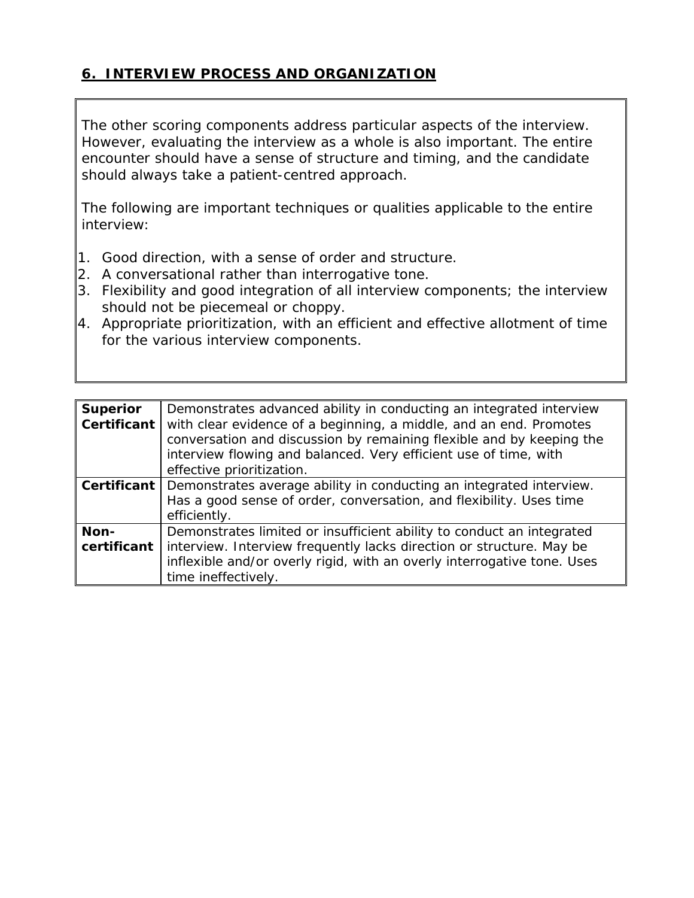## 6. INTERVIEW PROCESS AND ORGANIZATION

The other scoring components address particular aspects of the interview. However, evaluating the interview as a whole is also important. The entire encounter should have a sense of structure and timing, and the candidate should always take a patient-centred approach.

The following are important techniques or qualities applicable to the entire interview:

1. Good direction, with a sense of order and structure.
2. A conversational rather than interrogative tone.
3. Flexibility and good integration of all interview components; the interview should not be piecemeal or choppy.
4. Appropriate prioritization, with an efficient and effective allotment of time for the various interview components.

| | |
|---|---|
| **Superior Certificant** | Demonstrates advanced ability in conducting an integrated interview with clear evidence of a beginning, a middle, and an end. Promotes conversation and discussion by remaining flexible and by keeping the interview flowing and balanced. Very efficient use of time, with effective prioritization. |
| **Certificant** | Demonstrates average ability in conducting an integrated interview. Has a good sense of order, conversation, and flexibility. Uses time efficiently. |
| **Non-certificant** | Demonstrates limited or insufficient ability to conduct an integrated interview. Interview frequently lacks direction or structure. May be inflexible and/or overly rigid, with an overly interrogative tone. Uses time ineffectively. |